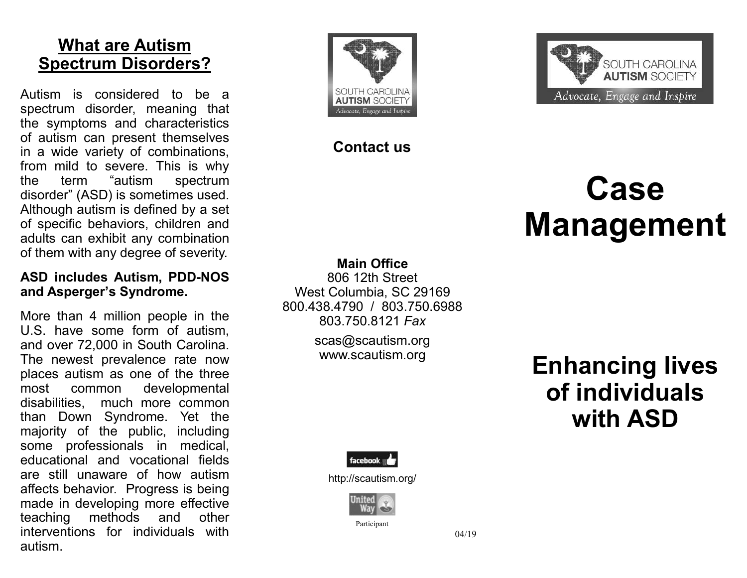## What are Autism Spectrum Disorders?

Autism is considered to be a spectrum disorder, meaning that the symptoms and characteristics of autism can present themselves in a wide variety of combinations, from mild to severe. This is why the term "autism spectrum disorder" (ASD) is sometimes used. Although autism is defined by a set of specific behaviors, children and adults can exhibit any combination of them with any degree of severity.

**ASD includes Autism, PDD-NOS and Asperger's Syndrome.**

More than 4 million people in the U.S. have some form of autism, and over 72,000 in South Carolina. The newest prevalence rate now places autism as one of the three most common developmental disabilities, much more common than Down Syndrome. Yet the majority of the public, including some professionals in medical, educational and vocational fields are still unaware of how autism affects behavior. Progress is being made in developing more effective teaching methods and other interventions for individuals with autism.

SOUTH CAROLINA AUTISM SOCIETY
*Advocate, Engage and Inspire*

**Contact us**

**Main Office**
806 12th Street
West Columbia, SC 29169
800.438.4790 / 803.750.6988
803.750.8121 *Fax*

scas@scautism.org
www.scautism.org

facebook
http://scautism.org/

United Way
Participant

04/19

SOUTH CAROLINA **AUTISM** SOCIETY
*Advocate, Engage and Inspire*

# Case Management

## Enhancing lives of individuals with ASD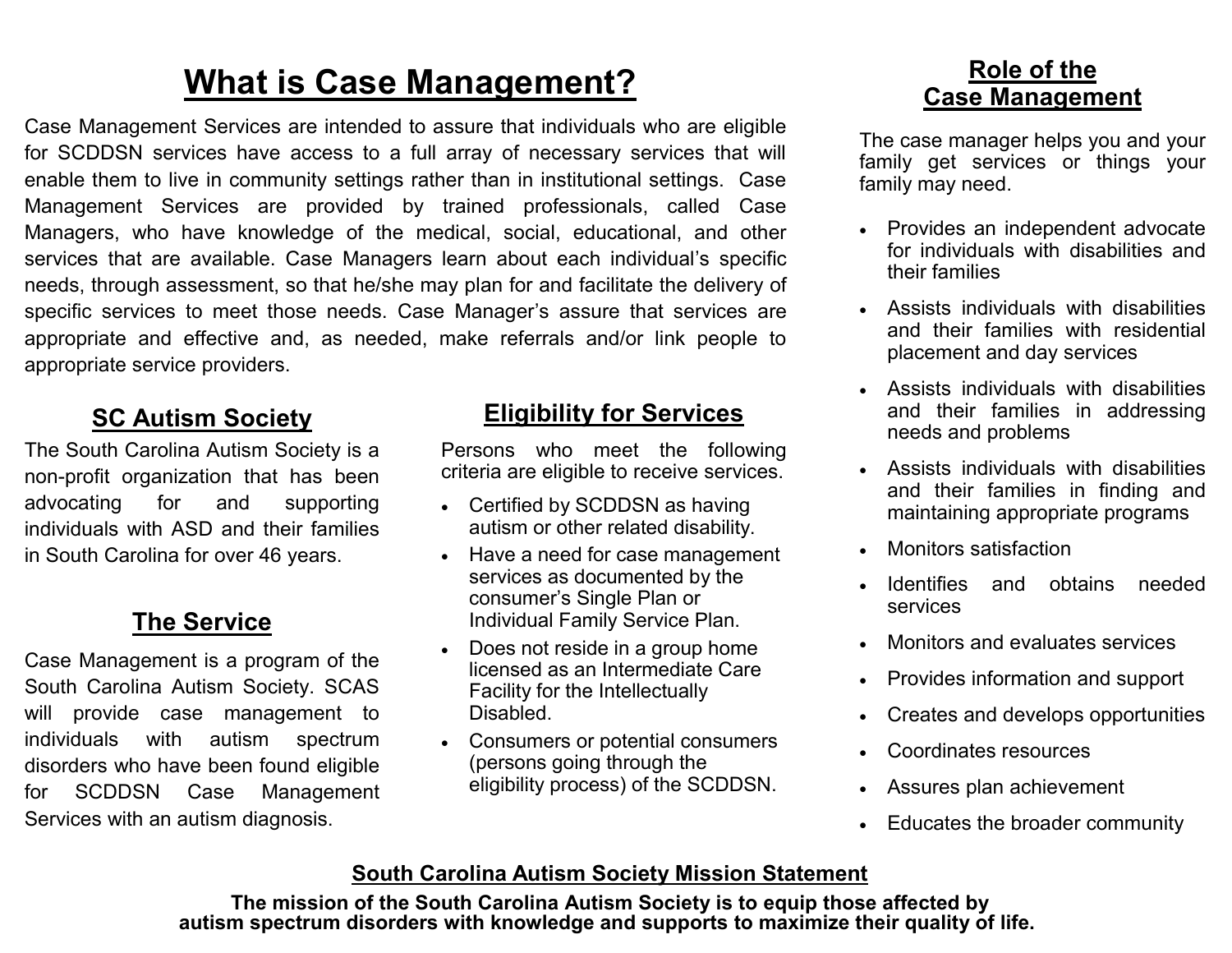# What is Case Management?

Case Management Services are intended to assure that individuals who are eligible for SCDDSN services have access to a full array of necessary services that will enable them to live in community settings rather than in institutional settings. Case Management Services are provided by trained professionals, called Case Managers, who have knowledge of the medical, social, educational, and other services that are available. Case Managers learn about each individual's specific needs, through assessment, so that he/she may plan for and facilitate the delivery of specific services to meet those needs. Case Manager's assure that services are appropriate and effective and, as needed, make referrals and/or link people to appropriate service providers.

## SC Autism Society

The South Carolina Autism Society is a non-profit organization that has been advocating for and supporting individuals with ASD and their families in South Carolina for over 46 years.

## The Service

Case Management is a program of the South Carolina Autism Society. SCAS will provide case management to individuals with autism spectrum disorders who have been found eligible for SCDDSN Case Management Services with an autism diagnosis.

## Eligibility for Services

Persons who meet the following criteria are eligible to receive services.

- Certified by SCDDSN as having autism or other related disability.
- Have a need for case management services as documented by the consumer's Single Plan or Individual Family Service Plan.
- Does not reside in a group home licensed as an Intermediate Care Facility for the Intellectually Disabled.
- Consumers or potential consumers (persons going through the eligibility process) of the SCDDSN.

## Role of the Case Management

The case manager helps you and your family get services or things your family may need.

- Provides an independent advocate for individuals with disabilities and their families
- Assists individuals with disabilities and their families with residential placement and day services
- Assists individuals with disabilities and their families in addressing needs and problems
- Assists individuals with disabilities and their families in finding and maintaining appropriate programs
- Monitors satisfaction
- Identifies and obtains needed services
- Monitors and evaluates services
- Provides information and support
- Creates and develops opportunities
- Coordinates resources
- Assures plan achievement
- Educates the broader community

## South Carolina Autism Society Mission Statement

**The mission of the South Carolina Autism Society is to equip those affected by autism spectrum disorders with knowledge and supports to maximize their quality of life.**